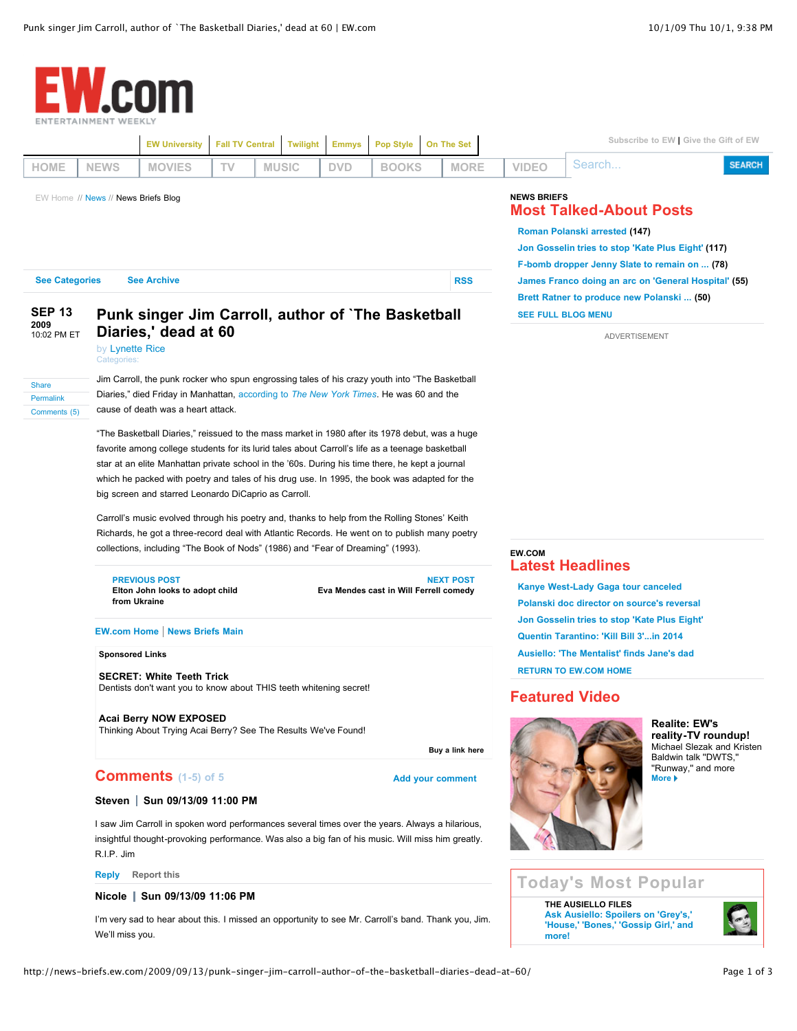EW.com
ENTERTAINMENT WEEKLY

EW University | Fall TV Central | Twilight | Emmys | Pop Style | On The Set

Subscribe to EW | Give the Gift of EW

HOME | NEWS | MOVIES | TV | MUSIC | DVD | BOOKS | MORE | VIDEO

Search... SEARCH

EW Home // News // News Briefs Blog

See Categories | See Archive | RSS

SEP 13
2009
10:02 PM ET

# Punk singer Jim Carroll, author of `The Basketball Diaries,' dead at 60

by Lynette Rice
Categories:

Share
Permalink
Comments (5)

Jim Carroll, the punk rocker who spun engrossing tales of his crazy youth into "The Basketball Diaries," died Friday in Manhattan, according to *The New York Times*. He was 60 and the cause of death was a heart attack.

"The Basketball Diaries," reissued to the mass market in 1980 after its 1978 debut, was a huge favorite among college students for its lurid tales about Carroll's life as a teenage basketball star at an elite Manhattan private school in the '60s. During his time there, he kept a journal which he packed with poetry and tales of his drug use. In 1995, the book was adapted for the big screen and starred Leonardo DiCaprio as Carroll.

Carroll's music evolved through his poetry and, thanks to help from the Rolling Stones' Keith Richards, he got a three-record deal with Atlantic Records. He went on to publish many poetry collections, including "The Book of Nods" (1986) and "Fear of Dreaming" (1993).

**PREVIOUS POST**
Elton John looks to adopt child from Ukraine

**NEXT POST**
Eva Mendes cast in Will Ferrell comedy

EW.com Home | News Briefs Main

**Sponsored Links**

**SECRET: White Teeth Trick**
Dentists don't want you to know about THIS teeth whitening secret!

**Acai Berry NOW EXPOSED**
Thinking About Trying Acai Berry? See The Results We've Found!

Buy a link here

## Comments (1-5) of 5

Add your comment

**Steven | Sun 09/13/09 11:00 PM**

I saw Jim Carroll in spoken word performances several times over the years. Always a hilarious, insightful thought-provoking performance. Was also a big fan of his music. Will miss him greatly. R.I.P. Jim

Reply | Report this

**Nicole | Sun 09/13/09 11:06 PM**

I'm very sad to hear about this. I missed an opportunity to see Mr. Carroll's band. Thank you, Jim. We'll miss you.

---

NEWS BRIEFS
## Most Talked-About Posts

- Roman Polanski arrested (147)
- Jon Gosselin tries to stop 'Kate Plus Eight' (117)
- F-bomb dropper Jenny Slate to remain on ... (78)
- James Franco doing an arc on 'General Hospital' (55)
- Brett Ratner to produce new Polanski ... (50)
- SEE FULL BLOG MENU

ADVERTISEMENT

EW.COM
## Latest Headlines

- Kanye West-Lady Gaga tour canceled
- Polanski doc director on source's reversal
- Jon Gosselin tries to stop 'Kate Plus Eight'
- Quentin Tarantino: 'Kill Bill 3'...in 2014
- Ausiello: 'The Mentalist' finds Jane's dad
- RETURN TO EW.COM HOME

## Featured Video

**Realite: EW's reality-TV roundup!**
Michael Slezak and Kristen Baldwin talk "DWTS," "Runway," and more
More

## Today's Most Popular

THE AUSIELLO FILES
Ask Ausiello: Spoilers on 'Grey's,' 'House,' 'Bones,' 'Gossip Girl,' and more!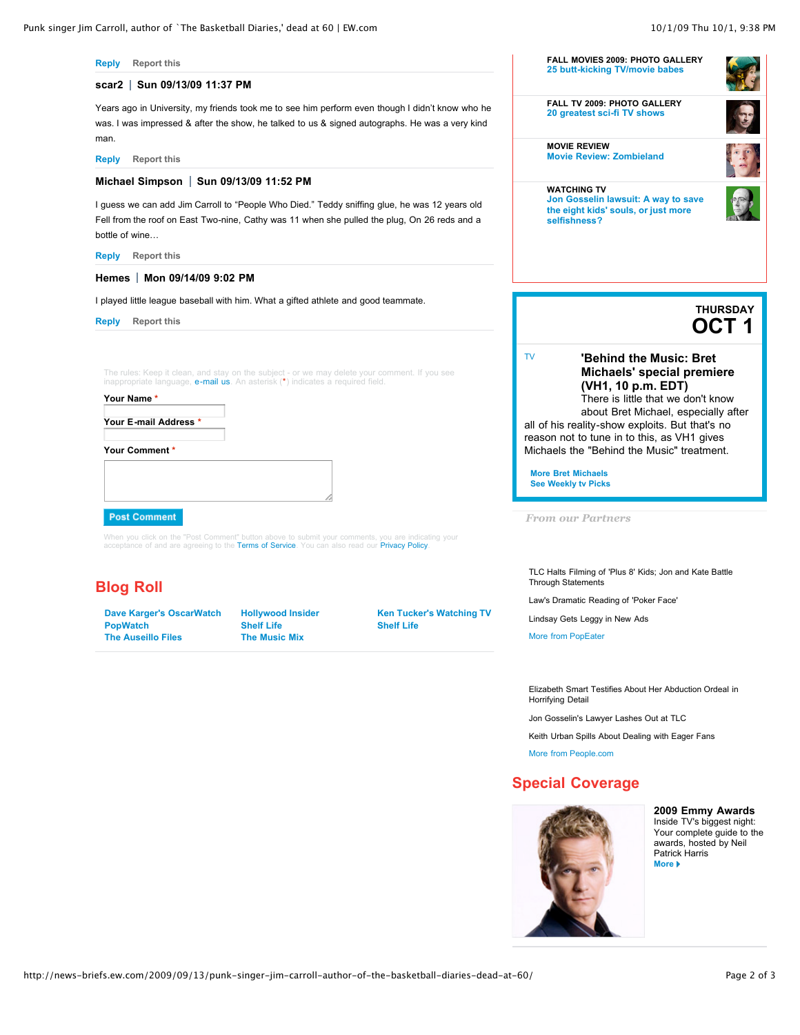Reply Report this

**scar2 | Sun 09/13/09 11:37 PM**

Years ago in University, my friends took me to see him perform even though I didn't know who he was. I was impressed & after the show, he talked to us & signed autographs. He was a very kind man.

Reply Report this

**Michael Simpson | Sun 09/13/09 11:52 PM**

I guess we can add Jim Carroll to "People Who Died." Teddy sniffing glue, he was 12 years old Fell from the roof on East Two-nine, Cathy was 11 when she pulled the plug, On 26 reds and a bottle of wine…

Reply Report this

**Hemes | Mon 09/14/09 9:02 PM**

I played little league baseball with him. What a gifted athlete and good teammate.

Reply Report this

The rules: Keep it clean, and stay on the subject - or we may delete your comment. If you see inappropriate language, e-mail us. An asterisk (*) indicates a required field.

**Your Name ***

**Your E-mail Address ***

**Your Comment ***

Post Comment

When you click on the "Post Comment" button above to submit your comments, you are indicating your acceptance of and are agreeing to the Terms of Service. You can also read our Privacy Policy

## Blog Roll

- Dave Karger's OscarWatch
- PopWatch
- The Auseillo Files
- Hollywood Insider
- Shelf Life
- The Music Mix
- Ken Tucker's Watching TV
- Shelf Life

**FALL MOVIES 2009: PHOTO GALLERY**
25 butt-kicking TV/movie babes

**FALL TV 2009: PHOTO GALLERY**
20 greatest sci-fi TV shows

**MOVIE REVIEW**
Movie Review: Zombieland

**WATCHING TV**
Jon Gosselin lawsuit: A way to save the eight kids' souls, or just more selfishness?

**THURSDAY**
**OCT 1**

TV

**'Behind the Music: Bret Michaels' special premiere (VH1, 10 p.m. EDT)**
There is little that we don't know about Bret Michael, especially after all of his reality-show exploits. But that's no reason not to tune in to this, as VH1 gives Michaels the "Behind the Music" treatment.

More Bret Michaels
See Weekly tv Picks

*From our Partners*

TLC Halts Filming of 'Plus 8' Kids; Jon and Kate Battle Through Statements

Law's Dramatic Reading of 'Poker Face'

Lindsay Gets Leggy in New Ads

More from PopEater

Elizabeth Smart Testifies About Her Abduction Ordeal in Horrifying Detail

Jon Gosselin's Lawyer Lashes Out at TLC

Keith Urban Spills About Dealing with Eager Fans

More from People.com

## Special Coverage

**2009 Emmy Awards**
Inside TV's biggest night: Your complete guide to the awards, hosted by Neil Patrick Harris
More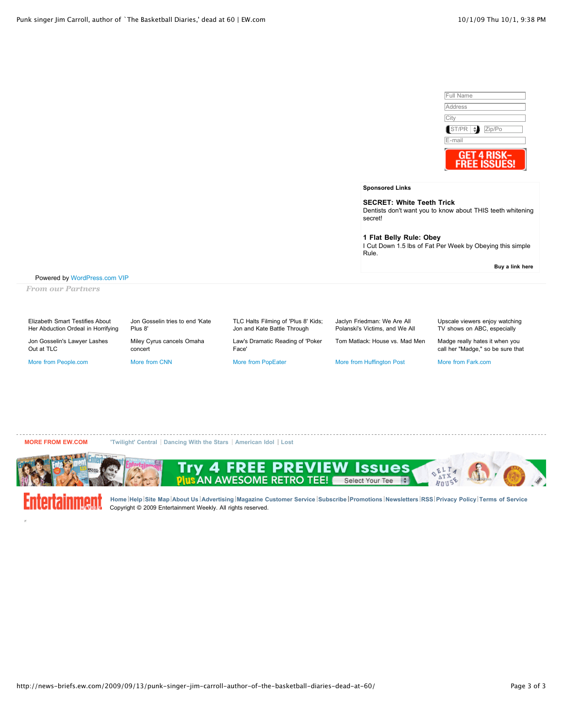Full Name
Address
City
ST/PR Zip/Po
E-mail

GET 4 RISK-FREE ISSUES!

**Sponsored Links**

**SECRET: White Teeth Trick**
Dentists don't want you to know about THIS teeth whitening secret!

**1 Flat Belly Rule: Obey**
I Cut Down 1.5 lbs of Fat Per Week by Obeying this simple Rule.

**Buy a link here**

Powered by WordPress.com VIP

*From our Partners*

Elizabeth Smart Testifies About Her Abduction Ordeal in Horrifying

Jon Gosselin's Lawyer Lashes Out at TLC

More from People.com

Jon Gosselin tries to end 'Kate Plus 8'

Miley Cyrus cancels Omaha concert

More from CNN

TLC Halts Filming of 'Plus 8' Kids; Jon and Kate Battle Through

Law's Dramatic Reading of 'Poker Face'

More from PopEater

Jaclyn Friedman: We Are All Polanski's Victims, and We All

Tom Matlack: House vs. Mad Men

More from Huffington Post

Upscale viewers enjoy watching TV shows on ABC, especially

Madge really hates it when you call her "Madge," so be sure that

More from Fark.com

**MORE FROM EW.COM** 'Twilight' Central | Dancing With the Stars | American Idol | Lost

Try 4 FREE PREVIEW Issues Plus AN AWESOME RETRO TEE! Select Your Tee

Entertainment Weekly

Home | Help | Site Map | About Us | Advertising | Magazine Customer Service | Subscribe | Promotions | Newsletters | RSS | Privacy Policy | Terms of Service

Copyright © 2009 Entertainment Weekly. All rights reserved.